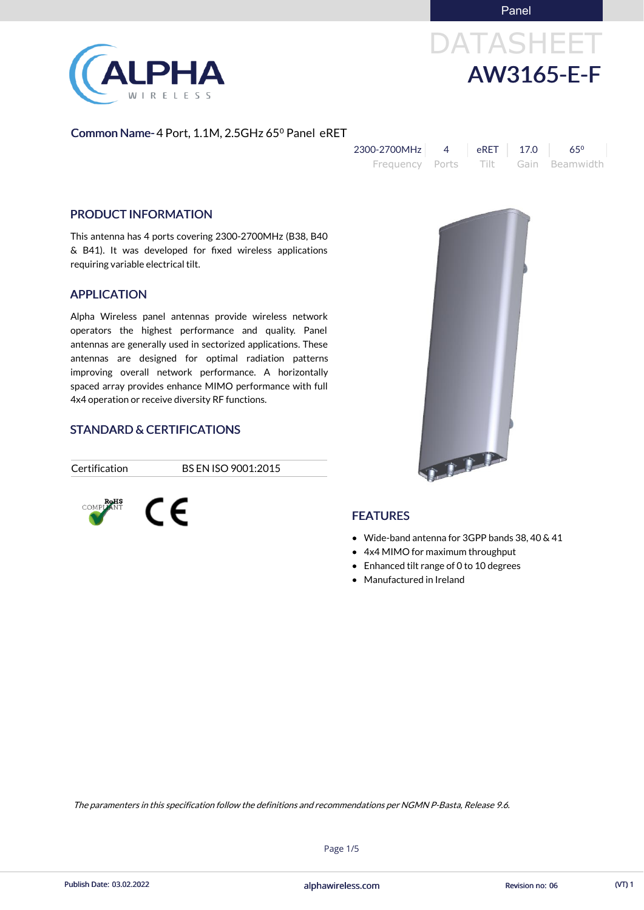Panel

# DATASHEET

# AW3165-E-F

**Common Name-** 4 Port, 1.1M, 2.5GHz $65^0$ Panel eRET

| 2300-2700MHz | 4 | eRET | 17.0 | $65^0$ |
|---|---|---|---|---|
| Frequency | Ports | Tilt | Gain | Beamwidth |

## PRODUCT INFORMATION

This antenna has 4 ports covering 2300-2700MHz (B38, B40 & B41). It was developed for fixed wireless applications requiring variable electrical tilt.

## APPLICATION

Alpha Wireless panel antennas provide wireless network operators the highest performance and quality. Panel antennas are generally used in sectorized applications. These antennas are designed for optimal radiation patterns improving overall network performance. A horizontally spaced array provides enhance MIMO performance with full 4x4 operation or receive diversity RF functions.

## STANDARD & CERTIFICATIONS

| | |
|---|---|
| Certification | BS EN ISO 9001:2015 |

RoHS COMPLIANT

CE

## FEATURES

- Wide-band antenna for 3GPP bands 38, 40 & 41
- 4x4 MIMO for maximum throughput
- Enhanced tilt range of 0 to 10 degrees
- Manufactured in Ireland

*The paramenters in this specification follow the definitions and recommendations per NGMN P-Basta, Release 9.6.*

Publish Date: 03.02.2022 | alphawireless.com | Revision no: 06 | (VT) 1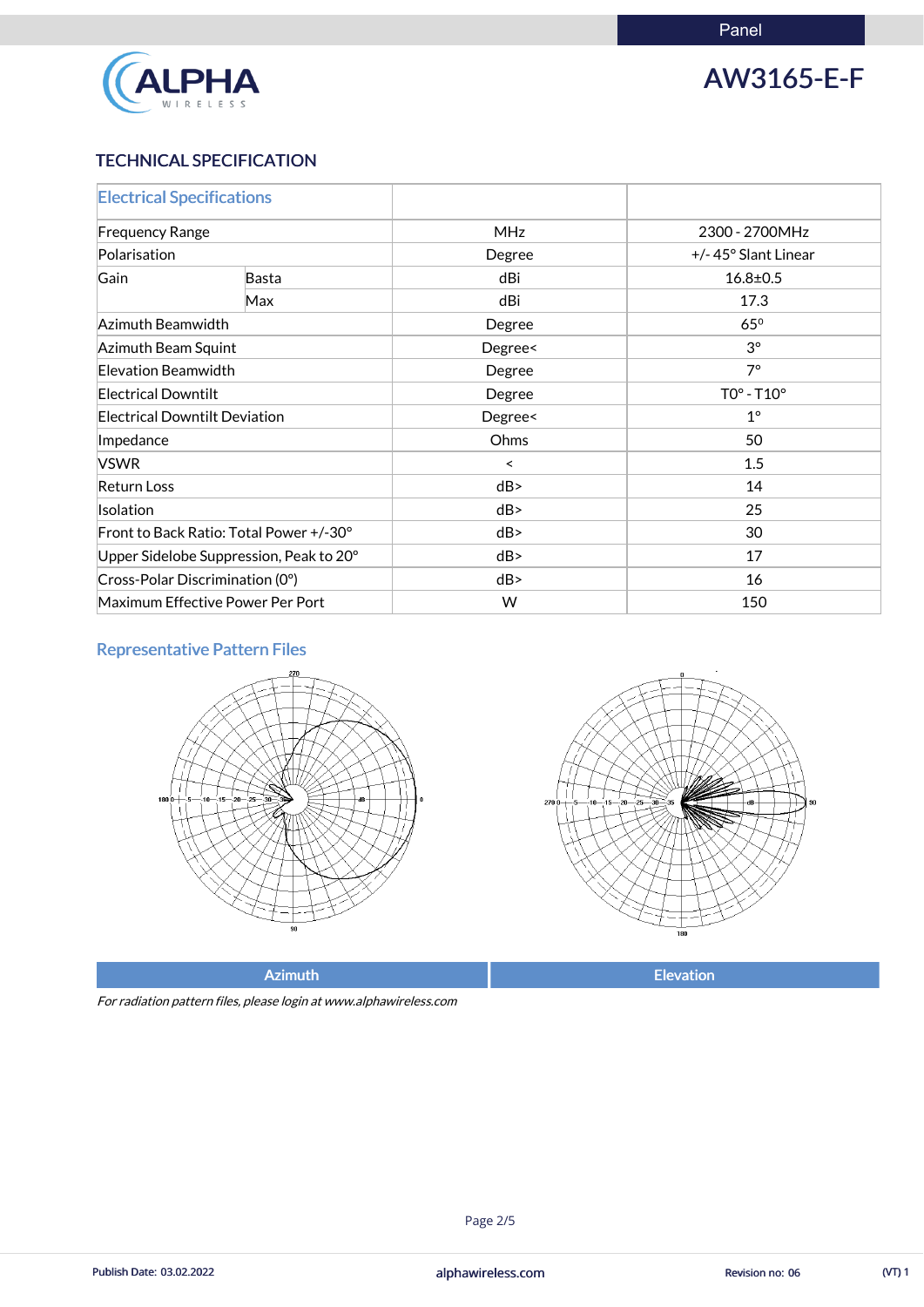# AW3165-E-F

## TECHNICAL SPECIFICATION

| Electrical Specifications | | | |
|---|---|---|---|
| Frequency Range | | MHz | 2300 - 2700MHz |
| Polarisation | | Degree | +/- 45° Slant Linear |
| Gain | Basta | dBi | 16.8±0.5 |
| | Max | dBi | 17.3 |
| Azimuth Beamwidth | | Degree | 65⁰ |
| Azimuth Beam Squint | | Degree< | 3° |
| Elevation Beamwidth | | Degree | 7° |
| Electrical Downtilt | | Degree | T0° - T10° |
| Electrical Downtilt Deviation | | Degree< | 1° |
| Impedance | | Ohms | 50 |
| VSWR | | < | 1.5 |
| Return Loss | | dB> | 14 |
| Isolation | | dB> | 25 |
| Front to Back Ratio: Total Power +/-30° | | dB> | 30 |
| Upper Sidelobe Suppression, Peak to 20° | | dB> | 17 |
| Cross-Polar Discrimination (0°) | | dB> | 16 |
| Maximum Effective Power Per Port | | W | 150 |

### Representative Pattern Files

Azimuth

Elevation

*For radiation pattern files, please login at www.alphawireless.com*

Publish Date: 03.02.2022 alphawireless.com Revision no: 06 (VT) 1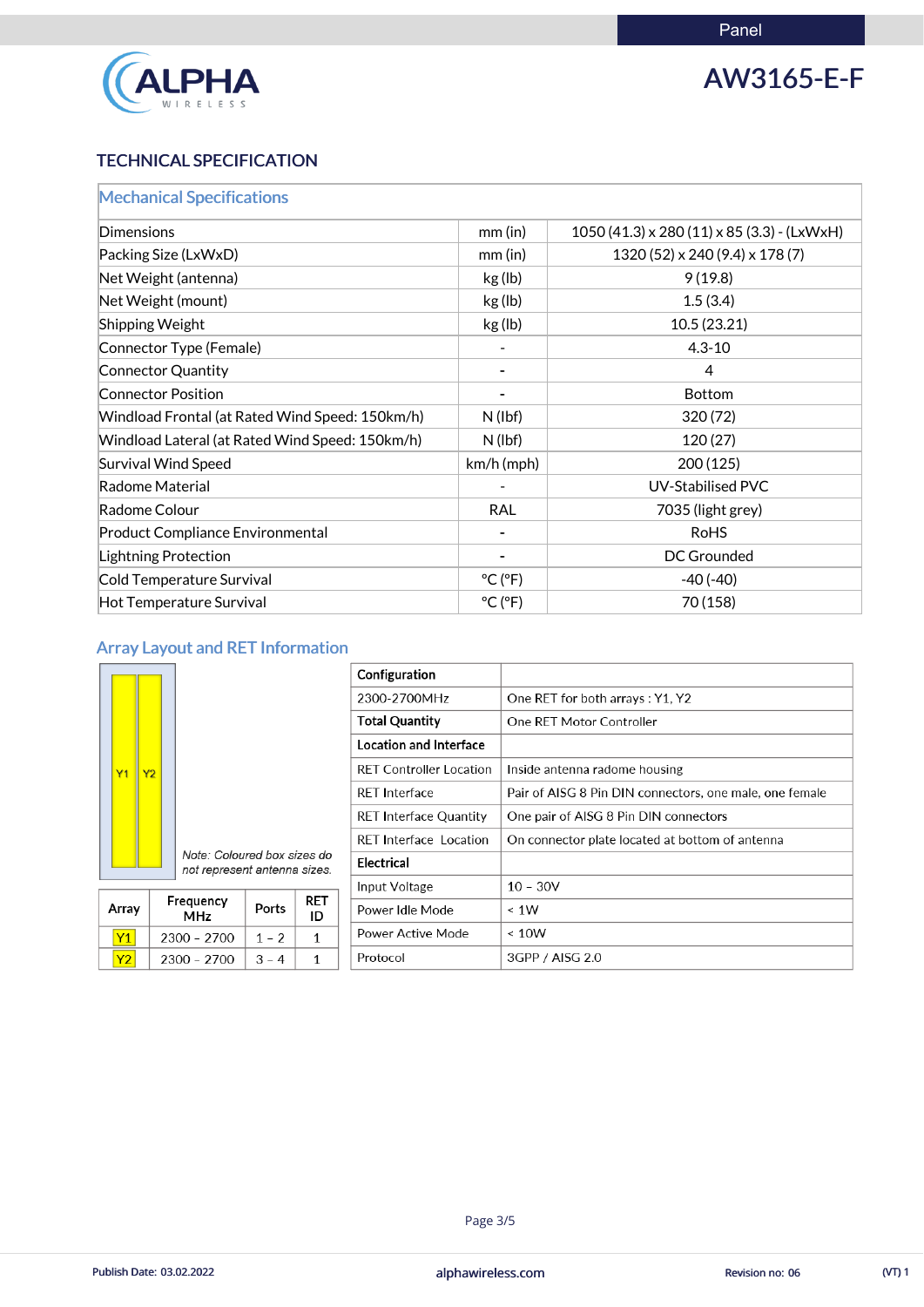Panel

# AW3165-E-F

## TECHNICAL SPECIFICATION

| Mechanical Specifications | | |
|---|---|---|
| Dimensions | mm (in) | 1050 (41.3) x 280 (11) x 85 (3.3) - (LxWxH) |
| Packing Size (LxWxD) | mm (in) | 1320 (52) x 240 (9.4) x 178 (7) |
| Net Weight (antenna) | kg (lb) | 9 (19.8) |
| Net Weight (mount) | kg (lb) | 1.5 (3.4) |
| Shipping Weight | kg (lb) | 10.5 (23.21) |
| Connector Type (Female) | - | 4.3-10 |
| Connector Quantity | - | 4 |
| Connector Position | - | Bottom |
| Windload Frontal (at Rated Wind Speed: 150km/h) | N (lbf) | 320 (72) |
| Windload Lateral (at Rated Wind Speed: 150km/h) | N (lbf) | 120 (27) |
| Survival Wind Speed | km/h (mph) | 200 (125) |
| Radome Material | - | UV-Stabilised PVC |
| Radome Colour | RAL | 7035 (light grey) |
| Product Compliance Environmental | - | RoHS |
| Lightning Protection | - | DC Grounded |
| Cold Temperature Survival | °C (°F) | -40 (-40) |
| Hot Temperature Survival | °C (°F) | 70 (158) |

## Array Layout and RET Information

Y1 Y2

*Note: Coloured box sizes do not represent antenna sizes.*

| Array | Frequency MHz | Ports | RET ID |
|---|---|---|---|
| Y1 | 2300 – 2700 | 1 – 2 | 1 |
| Y2 | 2300 – 2700 | 3 – 4 | 1 |

| **Configuration** | |
|---|---|
| 2300-2700MHz | One RET for both arrays : Y1, Y2 |
| **Total Quantity** | One RET Motor Controller |
| **Location and Interface** | |
| RET Controller Location | Inside antenna radome housing |
| RET Interface | Pair of AISG 8 Pin DIN connectors, one male, one female |
| RET Interface Quantity | One pair of AISG 8 Pin DIN connectors |
| RET Interface Location | On connector plate located at bottom of antenna |
| **Electrical** | |
| Input Voltage | 10 – 30V |
| Power Idle Mode | < 1W |
| Power Active Mode | < 10W |
| Protocol | 3GPP / AISG 2.0 |

Publish Date: 03.02.2022 alphawireless.com Revision no: 06 (VT) 1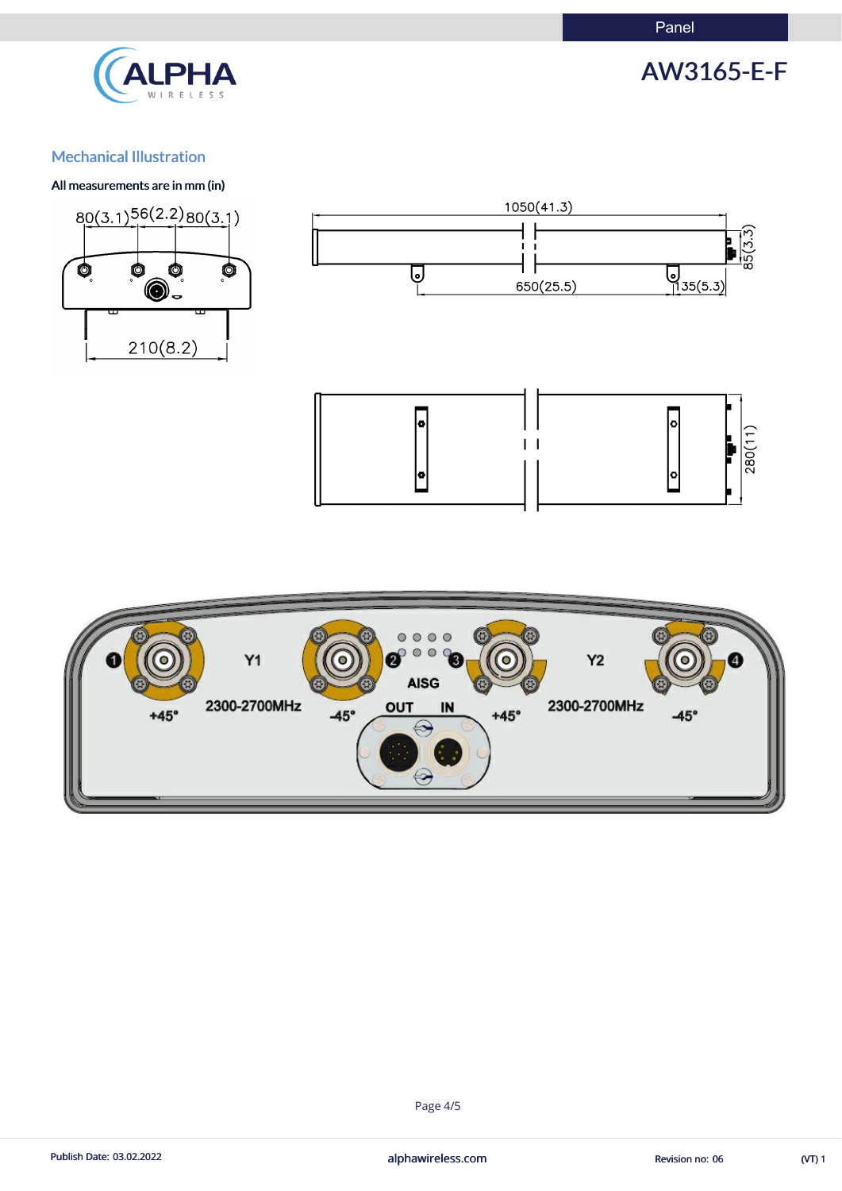## Mechanical Illustration

All measurements are in mm (in)

80(3.1) 56(2.2) 80(3.1)

210(8.2)

1050(41.3)

85(3.3)

650(25.5)

135(5.3)

280(11)

1 Y1 2300-2700MHz +45°

2 -45°

AISG OUT IN

3 Y2 2300-2700MHz +45°

4 -45°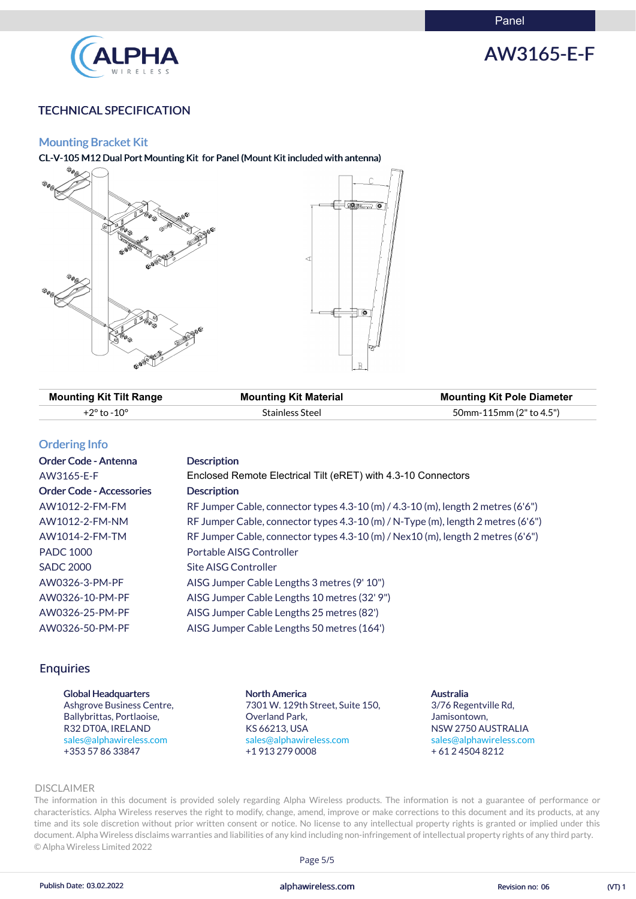# AW3165-E-F

## TECHNICAL SPECIFICATION

### Mounting Bracket Kit

**CL-V-105 M12 Dual Port Mounting Kit for Panel (Mount Kit included with antenna)**

| Mounting Kit Tilt Range | Mounting Kit Material | Mounting Kit Pole Diameter |
|---|---|---|
| +2° to -10° | Stainless Steel | 50mm-115mm (2" to 4.5") |

### Ordering Info

| Order Code - Antenna | Description |
|---|---|
| AW3165-E-F | Enclosed Remote Electrical Tilt (eRET) with 4.3-10 Connectors |
| **Order Code - Accessories** | **Description** |
| AW1012-2-FM-FM | RF Jumper Cable, connector types 4.3-10 (m) / 4.3-10 (m), length 2 metres (6'6") |
| AW1012-2-FM-NM | RF Jumper Cable, connector types 4.3-10 (m) / N-Type (m), length 2 metres (6'6") |
| AW1014-2-FM-TM | RF Jumper Cable, connector types 4.3-10 (m) / Nex10 (m), length 2 metres (6'6") |
| PADC 1000 | Portable AISG Controller |
| SADC 2000 | Site AISG Controller |
| AW0326-3-PM-PF | AISG Jumper Cable Lengths 3 metres (9' 10") |
| AW0326-10-PM-PF | AISG Jumper Cable Lengths 10 metres (32' 9") |
| AW0326-25-PM-PF | AISG Jumper Cable Lengths 25 metres (82') |
| AW0326-50-PM-PF | AISG Jumper Cable Lengths 50 metres (164') |

## Enquiries

**Global Headquarters**
Ashgrove Business Centre,
Ballybrittas, Portlaoise,
R32 DT0A, IRELAND
sales@alphawireless.com
+353 57 86 33847

**North America**
7301 W. 129th Street, Suite 150,
Overland Park,
KS 66213, USA
sales@alphawireless.com
+1 913 279 0008

**Australia**
3/76 Regentville Rd,
Jamisontown,
NSW 2750 AUSTRALIA
sales@alphawireless.com
+ 61 2 4504 8212

DISCLAIMER

The information in this document is provided solely regarding Alpha Wireless products. The information is not a guarantee of performance or characteristics. Alpha Wireless reserves the right to modify, change, amend, improve or make corrections to this document and its products, at any time and its sole discretion without prior written consent or notice. No license to any intellectual property rights is granted or implied under this document. Alpha Wireless disclaims warranties and liabilities of any kind including non-infringement of intellectual property rights of any third party.
© Alpha Wireless Limited 2022